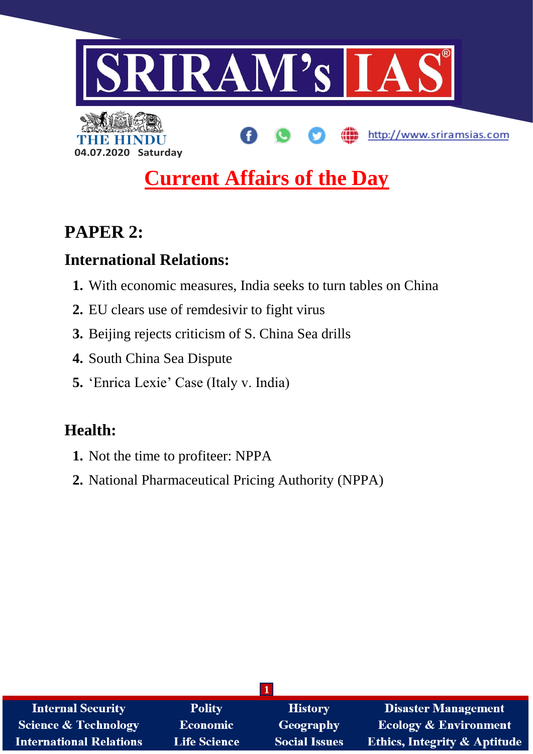SRIRAM's IAS

THE HINDU

04.07.2020 Saturday

http://www.sriramsias.com

# Current Affairs of the Day

## PAPER 2:

### International Relations:

1. With economic measures, India seeks to turn tables on China
2. EU clears use of remdesivir to fight virus
3. Beijing rejects criticism of S. China Sea drills
4. South China Sea Dispute
5. 'Enrica Lexie' Case (Italy v. India)

### Health:

1. Not the time to profiteer: NPPA
2. National Pharmaceutical Pricing Authority (NPPA)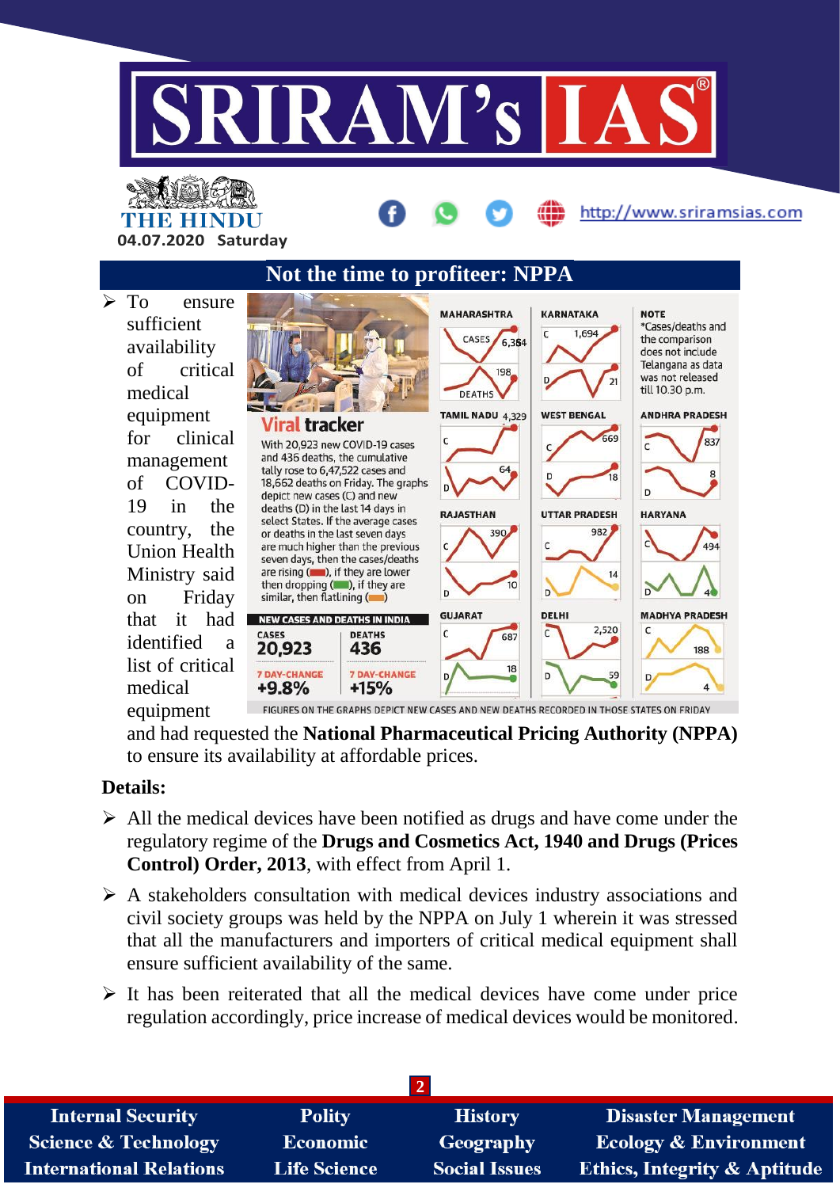## Not the time to profiteer: NPPA

- To ensure sufficient availability of critical medical equipment for clinical management of COVID-19 in the country, the Union Health Ministry said on Friday that it had identified a list of critical medical equipment and had requested the **National Pharmaceutical Pricing Authority (NPPA)** to ensure its availability at affordable prices.

**Viral tracker**

With 20,923 new COVID-19 cases and 436 deaths, the cumulative tally rose to 6,47,522 cases and 18,662 deaths on Friday. The graphs depict new cases (C) and new deaths (D) in the last 14 days in select States. If the average cases or deaths in the last seven days are much higher than the previous seven days, then the cases/deaths are rising (red), if they are lower then dropping (green), if they are similar, then flatlining (orange)

**NEW CASES AND DEATHS IN INDIA**

| | CASES | DEATHS |
|---|---|---|
| | 20,923 | 436 |
| 7 DAY-CHANGE | +9.8% | +15% |

| State | Cases | Deaths |
|---|---|---|
| Maharashtra | 6,364 | 198 |
| Karnataka | 1,694 | 21 |
| Tamil Nadu | 4,329 | 64 |
| West Bengal | 669 | 18 |
| Andhra Pradesh | 837 | 8 |
| Rajasthan | 390 | 10 |
| Uttar Pradesh | 982 | 14 |
| Haryana | 494 | 4 |
| Gujarat | 687 | 18 |
| Delhi | 2,520 | 59 |
| Madhya Pradesh | 188 | 4 |

NOTE: *Cases/deaths and the comparison does not include Telangana as data was not released till 10.30 p.m.

FIGURES ON THE GRAPHS DEPICT NEW CASES AND NEW DEATHS RECORDED IN THOSE STATES ON FRIDAY

### Details:

- All the medical devices have been notified as drugs and have come under the regulatory regime of the **Drugs and Cosmetics Act, 1940 and Drugs (Prices Control) Order, 2013**, with effect from April 1.
- A stakeholders consultation with medical devices industry associations and civil society groups was held by the NPPA on July 1 wherein it was stressed that all the manufacturers and importers of critical medical equipment shall ensure sufficient availability of the same.
- It has been reiterated that all the medical devices have come under price regulation accordingly, price increase of medical devices would be monitored.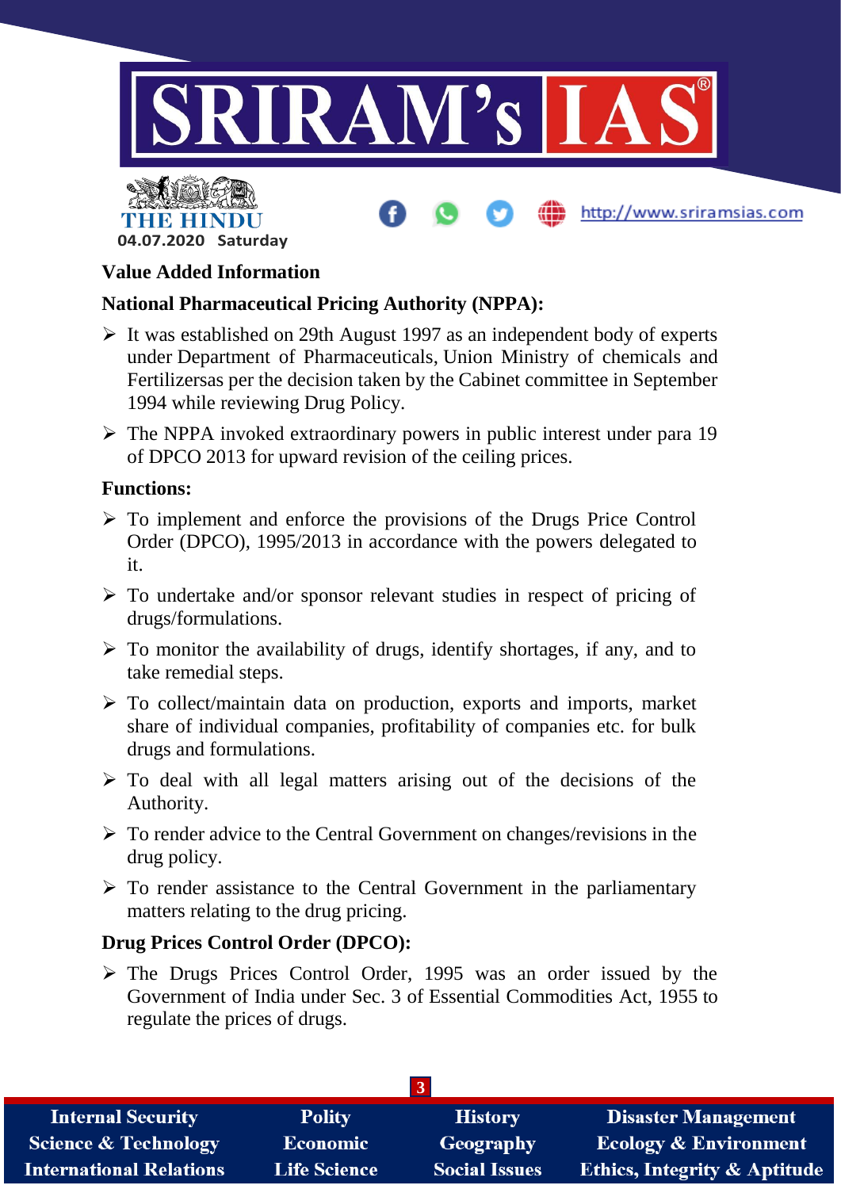## Value Added Information

### National Pharmaceutical Pricing Authority (NPPA):

- It was established on 29th August 1997 as an independent body of experts under Department of Pharmaceuticals, Union Ministry of chemicals and Fertilizersas per the decision taken by the Cabinet committee in September 1994 while reviewing Drug Policy.
- The NPPA invoked extraordinary powers in public interest under para 19 of DPCO 2013 for upward revision of the ceiling prices.

### Functions:

- To implement and enforce the provisions of the Drugs Price Control Order (DPCO), 1995/2013 in accordance with the powers delegated to it.
- To undertake and/or sponsor relevant studies in respect of pricing of drugs/formulations.
- To monitor the availability of drugs, identify shortages, if any, and to take remedial steps.
- To collect/maintain data on production, exports and imports, market share of individual companies, profitability of companies etc. for bulk drugs and formulations.
- To deal with all legal matters arising out of the decisions of the Authority.
- To render advice to the Central Government on changes/revisions in the drug policy.
- To render assistance to the Central Government in the parliamentary matters relating to the drug pricing.

### Drug Prices Control Order (DPCO):

- The Drugs Prices Control Order, 1995 was an order issued by the Government of India under Sec. 3 of Essential Commodities Act, 1955 to regulate the prices of drugs.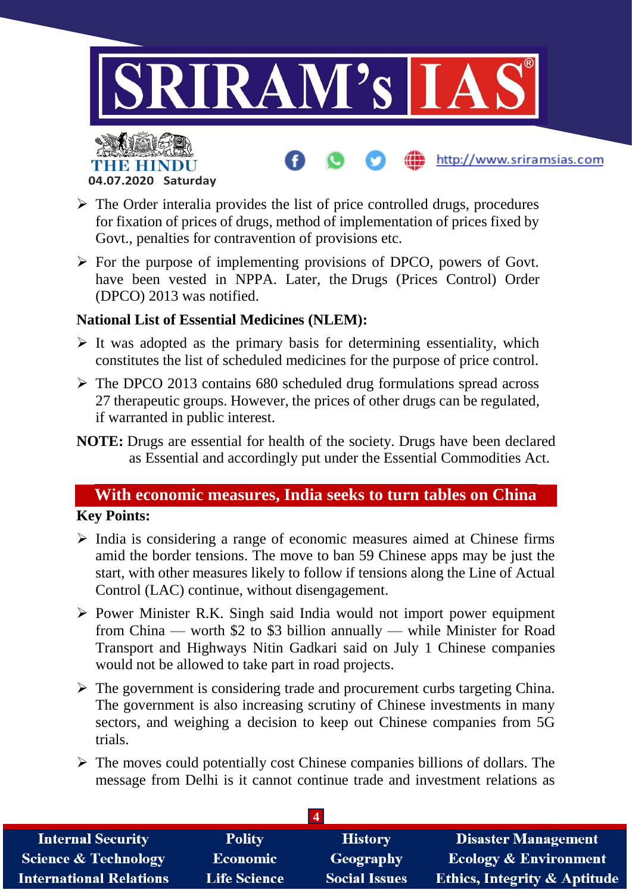- The Order interalia provides the list of price controlled drugs, procedures for fixation of prices of drugs, method of implementation of prices fixed by Govt., penalties for contravention of provisions etc.
- For the purpose of implementing provisions of DPCO, powers of Govt. have been vested in NPPA. Later, the Drugs (Prices Control) Order (DPCO) 2013 was notified.

**National List of Essential Medicines (NLEM):**

- It was adopted as the primary basis for determining essentiality, which constitutes the list of scheduled medicines for the purpose of price control.
- The DPCO 2013 contains 680 scheduled drug formulations spread across 27 therapeutic groups. However, the prices of other drugs can be regulated, if warranted in public interest.

**NOTE:** Drugs are essential for health of the society. Drugs have been declared as Essential and accordingly put under the Essential Commodities Act.

## With economic measures, India seeks to turn tables on China

**Key Points:**

- India is considering a range of economic measures aimed at Chinese firms amid the border tensions. The move to ban 59 Chinese apps may be just the start, with other measures likely to follow if tensions along the Line of Actual Control (LAC) continue, without disengagement.
- Power Minister R.K. Singh said India would not import power equipment from China — worth $2 to $3 billion annually — while Minister for Road Transport and Highways Nitin Gadkari said on July 1 Chinese companies would not be allowed to take part in road projects.
- The government is considering trade and procurement curbs targeting China. The government is also increasing scrutiny of Chinese investments in many sectors, and weighing a decision to keep out Chinese companies from 5G trials.
- The moves could potentially cost Chinese companies billions of dollars. The message from Delhi is it cannot continue trade and investment relations as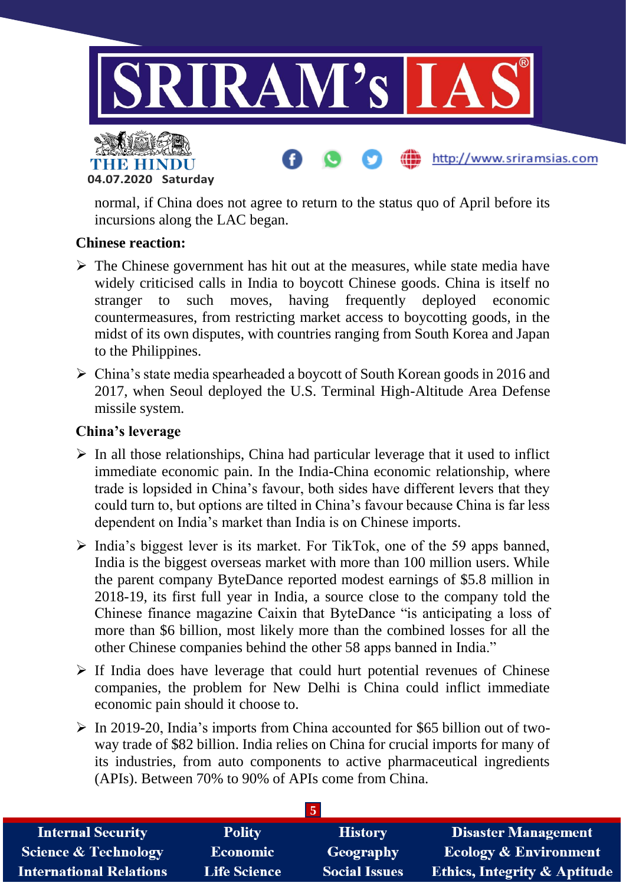normal, if China does not agree to return to the status quo of April before its incursions along the LAC began.

**Chinese reaction:**

- The Chinese government has hit out at the measures, while state media have widely criticised calls in India to boycott Chinese goods. China is itself no stranger to such moves, having frequently deployed economic countermeasures, from restricting market access to boycotting goods, in the midst of its own disputes, with countries ranging from South Korea and Japan to the Philippines.
- China's state media spearheaded a boycott of South Korean goods in 2016 and 2017, when Seoul deployed the U.S. Terminal High-Altitude Area Defense missile system.

**China's leverage**

- In all those relationships, China had particular leverage that it used to inflict immediate economic pain. In the India-China economic relationship, where trade is lopsided in China's favour, both sides have different levers that they could turn to, but options are tilted in China's favour because China is far less dependent on India's market than India is on Chinese imports.
- India's biggest lever is its market. For TikTok, one of the 59 apps banned, India is the biggest overseas market with more than 100 million users. While the parent company ByteDance reported modest earnings of $5.8 million in 2018-19, its first full year in India, a source close to the company told the Chinese finance magazine Caixin that ByteDance "is anticipating a loss of more than $6 billion, most likely more than the combined losses for all the other Chinese companies behind the other 58 apps banned in India."
- If India does have leverage that could hurt potential revenues of Chinese companies, the problem for New Delhi is China could inflict immediate economic pain should it choose to.
- In 2019-20, India's imports from China accounted for $65 billion out of two-way trade of $82 billion. India relies on China for crucial imports for many of its industries, from auto components to active pharmaceutical ingredients (APIs). Between 70% to 90% of APIs come from China.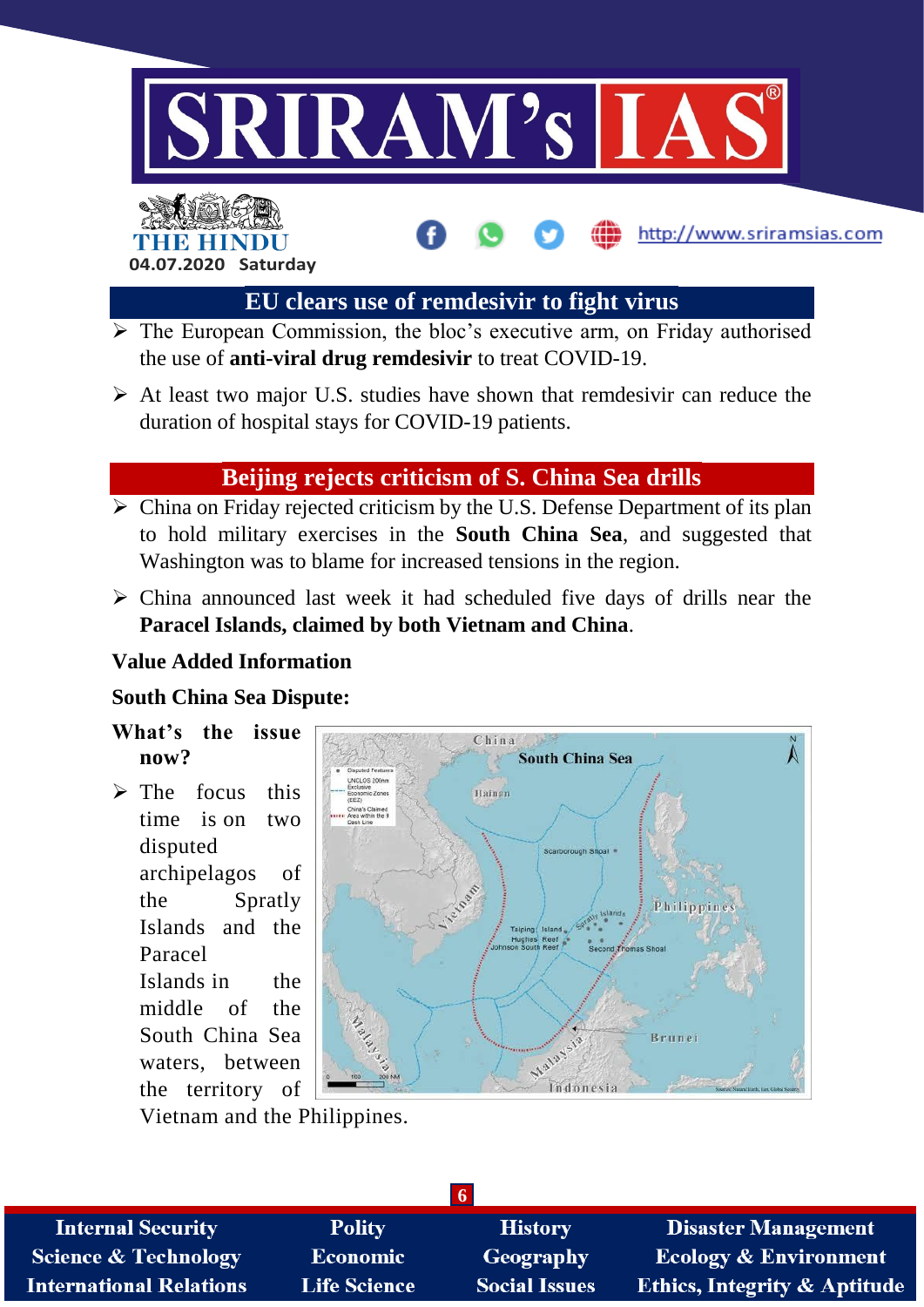## EU clears use of remdesivir to fight virus

- The European Commission, the bloc's executive arm, on Friday authorised the use of **anti-viral drug remdesivir** to treat COVID-19.
- At least two major U.S. studies have shown that remdesivir can reduce the duration of hospital stays for COVID-19 patients.

## Beijing rejects criticism of S. China Sea drills

- China on Friday rejected criticism by the U.S. Defense Department of its plan to hold military exercises in the **South China Sea**, and suggested that Washington was to blame for increased tensions in the region.
- China announced last week it had scheduled five days of drills near the **Paracel Islands, claimed by both Vietnam and China**.

**Value Added Information**

**South China Sea Dispute:**

**What's the issue now?**

- The focus this time is on two disputed archipelagos of the Spratly Islands and the Paracel Islands in the middle of the South China Sea waters, between the territory of Vietnam and the Philippines.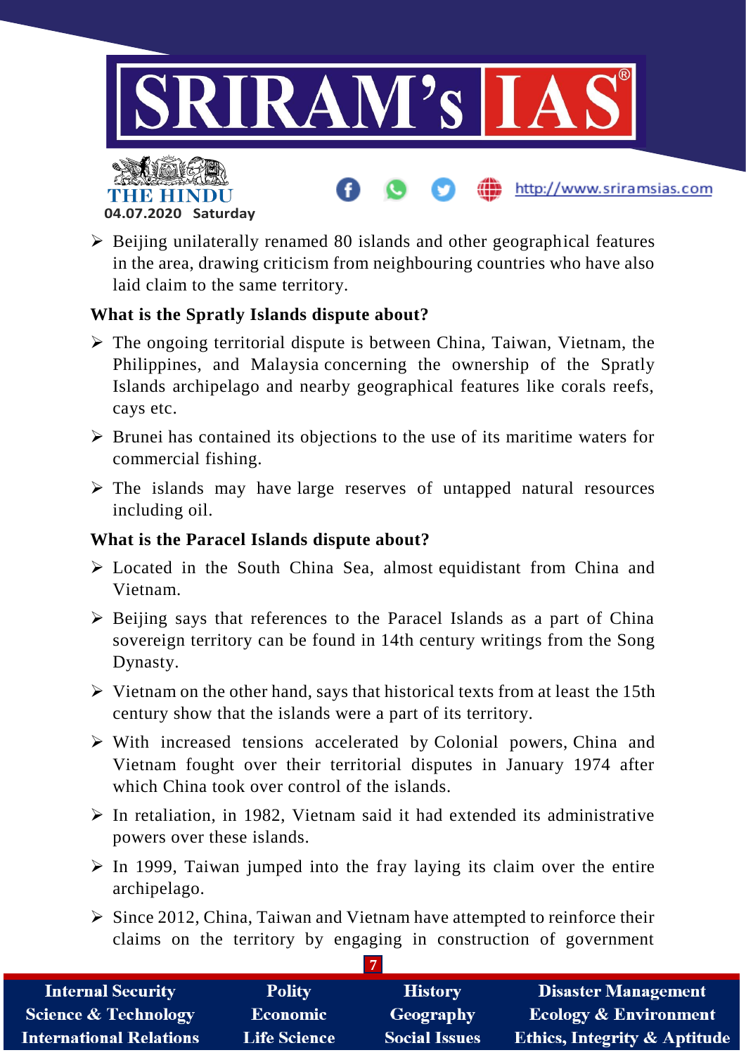- Beijing unilaterally renamed 80 islands and other geographical features in the area, drawing criticism from neighbouring countries who have also laid claim to the same territory.

**What is the Spratly Islands dispute about?**

- The ongoing territorial dispute is between China, Taiwan, Vietnam, the Philippines, and Malaysia concerning the ownership of the Spratly Islands archipelago and nearby geographical features like corals reefs, cays etc.
- Brunei has contained its objections to the use of its maritime waters for commercial fishing.
- The islands may have large reserves of untapped natural resources including oil.

**What is the Paracel Islands dispute about?**

- Located in the South China Sea, almost equidistant from China and Vietnam.
- Beijing says that references to the Paracel Islands as a part of China sovereign territory can be found in 14th century writings from the Song Dynasty.
- Vietnam on the other hand, says that historical texts from at least the 15th century show that the islands were a part of its territory.
- With increased tensions accelerated by Colonial powers, China and Vietnam fought over their territorial disputes in January 1974 after which China took over control of the islands.
- In retaliation, in 1982, Vietnam said it had extended its administrative powers over these islands.
- In 1999, Taiwan jumped into the fray laying its claim over the entire archipelago.
- Since 2012, China, Taiwan and Vietnam have attempted to reinforce their claims on the territory by engaging in construction of government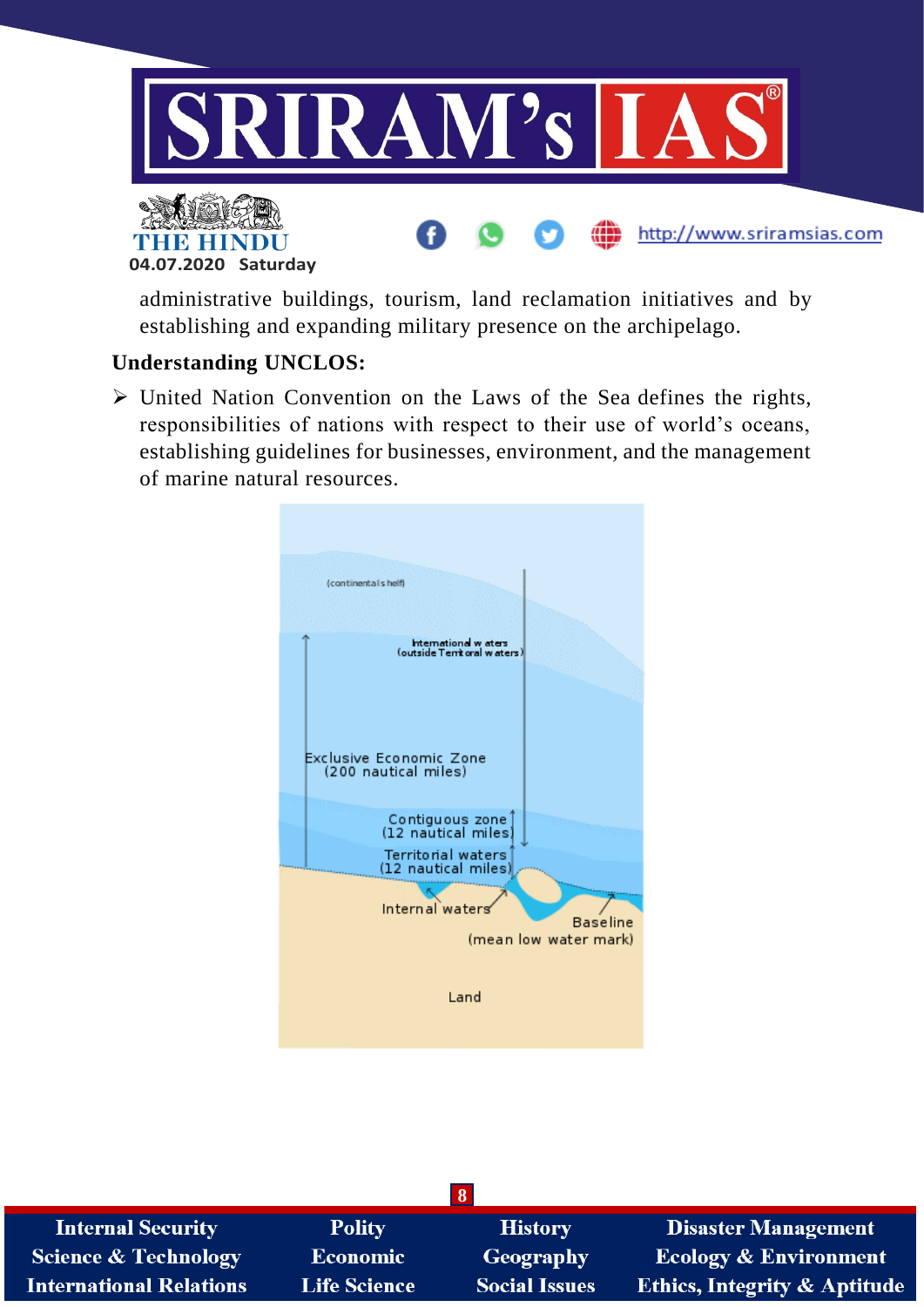administrative buildings, tourism, land reclamation initiatives and by establishing and expanding military presence on the archipelago.

**Understanding UNCLOS:**

- United Nation Convention on the Laws of the Sea defines the rights, responsibilities of nations with respect to their use of world's oceans, establishing guidelines for businesses, environment, and the management of marine natural resources.

(continental shelf)

International waters
(outside Territoral waters)

Exclusive Economic Zone
(200 nautical miles)

Contiguous zone
(12 nautical miles)

Territorial waters
(12 nautical miles)

Internal waters

Baseline
(mean low water mark)

Land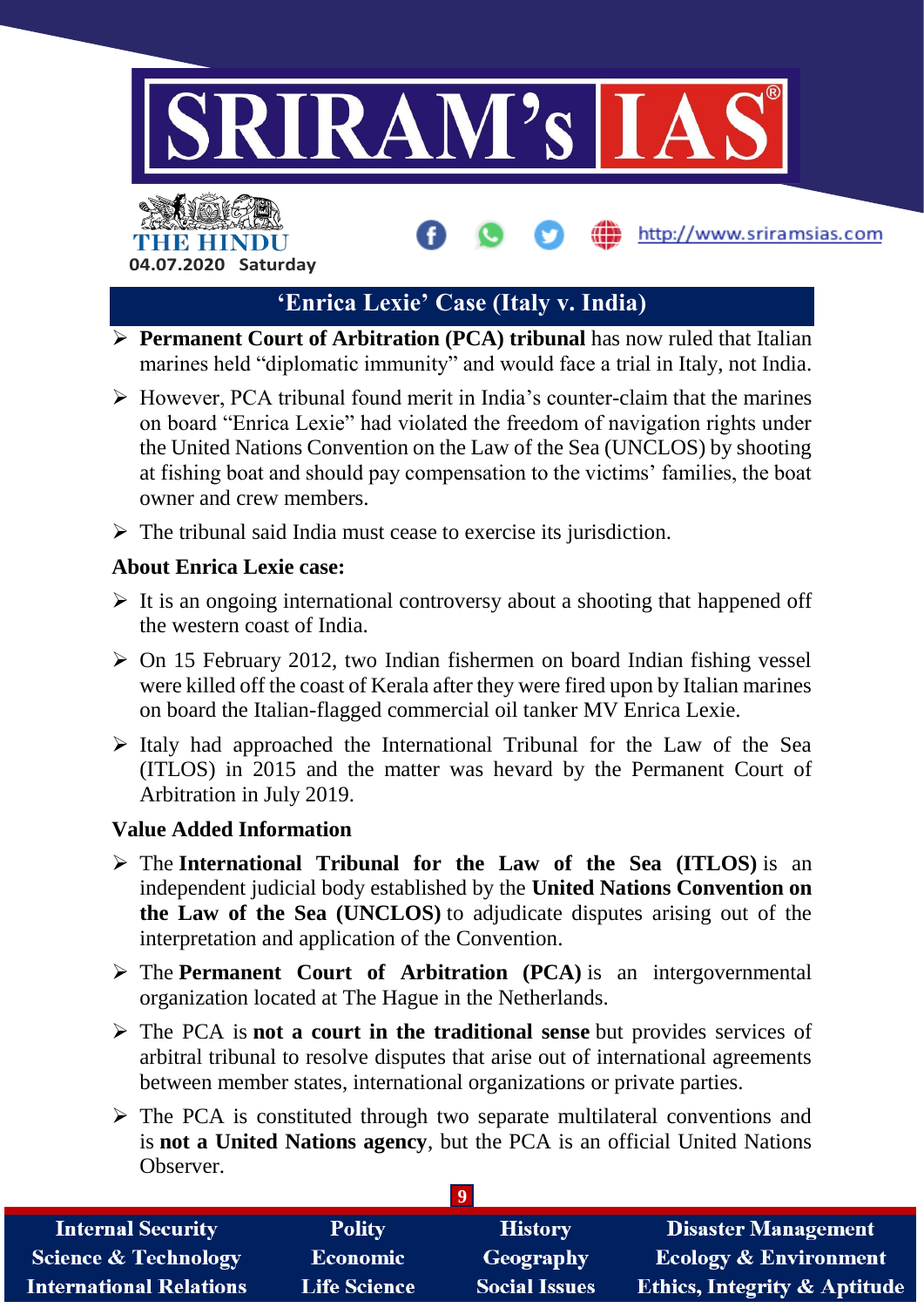## 'Enrica Lexie' Case (Italy v. India)

- **Permanent Court of Arbitration (PCA) tribunal** has now ruled that Italian marines held "diplomatic immunity" and would face a trial in Italy, not India.
- However, PCA tribunal found merit in India's counter-claim that the marines on board "Enrica Lexie" had violated the freedom of navigation rights under the United Nations Convention on the Law of the Sea (UNCLOS) by shooting at fishing boat and should pay compensation to the victims' families, the boat owner and crew members.
- The tribunal said India must cease to exercise its jurisdiction.

### About Enrica Lexie case:

- It is an ongoing international controversy about a shooting that happened off the western coast of India.
- On 15 February 2012, two Indian fishermen on board Indian fishing vessel were killed off the coast of Kerala after they were fired upon by Italian marines on board the Italian-flagged commercial oil tanker MV Enrica Lexie.
- Italy had approached the International Tribunal for the Law of the Sea (ITLOS) in 2015 and the matter was hevard by the Permanent Court of Arbitration in July 2019.

### Value Added Information

- The **International Tribunal for the Law of the Sea (ITLOS)** is an independent judicial body established by the **United Nations Convention on the Law of the Sea (UNCLOS)** to adjudicate disputes arising out of the interpretation and application of the Convention.
- The **Permanent Court of Arbitration (PCA)** is an intergovernmental organization located at The Hague in the Netherlands.
- The PCA is **not a court in the traditional sense** but provides services of arbitral tribunal to resolve disputes that arise out of international agreements between member states, international organizations or private parties.
- The PCA is constituted through two separate multilateral conventions and is **not a United Nations agency**, but the PCA is an official United Nations Observer.